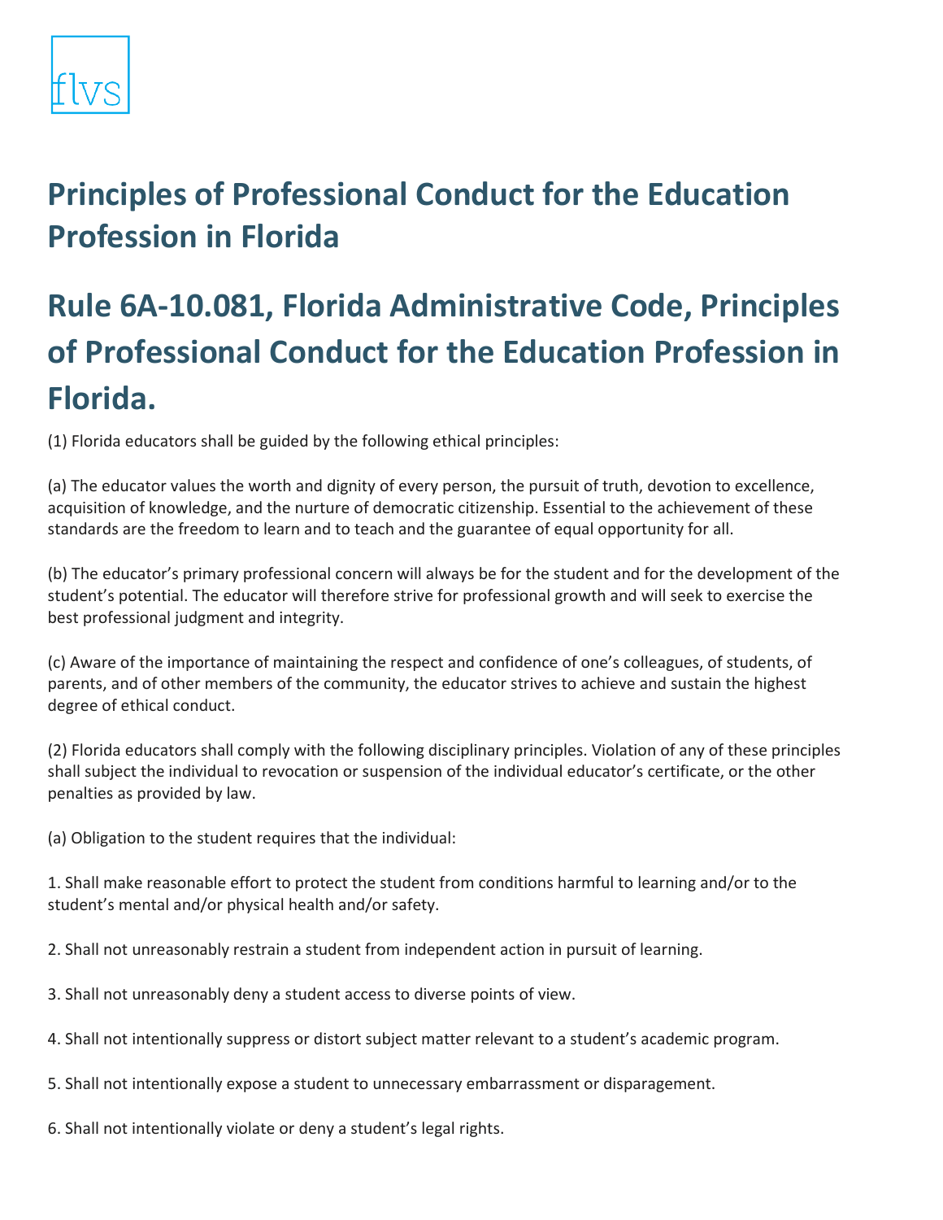flvs

# Principles of Professional Conduct for the Education Profession in Florida

# Rule 6A-10.081, Florida Administrative Code, Principles of Professional Conduct for the Education Profession in Florida.

(1) Florida educators shall be guided by the following ethical principles:

(a) The educator values the worth and dignity of every person, the pursuit of truth, devotion to excellence, acquisition of knowledge, and the nurture of democratic citizenship. Essential to the achievement of these standards are the freedom to learn and to teach and the guarantee of equal opportunity for all.

(b) The educator's primary professional concern will always be for the student and for the development of the student's potential. The educator will therefore strive for professional growth and will seek to exercise the best professional judgment and integrity.

(c) Aware of the importance of maintaining the respect and confidence of one's colleagues, of students, of parents, and of other members of the community, the educator strives to achieve and sustain the highest degree of ethical conduct.

(2) Florida educators shall comply with the following disciplinary principles. Violation of any of these principles shall subject the individual to revocation or suspension of the individual educator's certificate, or the other penalties as provided by law.

(a) Obligation to the student requires that the individual:

1. Shall make reasonable effort to protect the student from conditions harmful to learning and/or to the student's mental and/or physical health and/or safety.

2. Shall not unreasonably restrain a student from independent action in pursuit of learning.

3. Shall not unreasonably deny a student access to diverse points of view.

4. Shall not intentionally suppress or distort subject matter relevant to a student's academic program.

5. Shall not intentionally expose a student to unnecessary embarrassment or disparagement.

6. Shall not intentionally violate or deny a student's legal rights.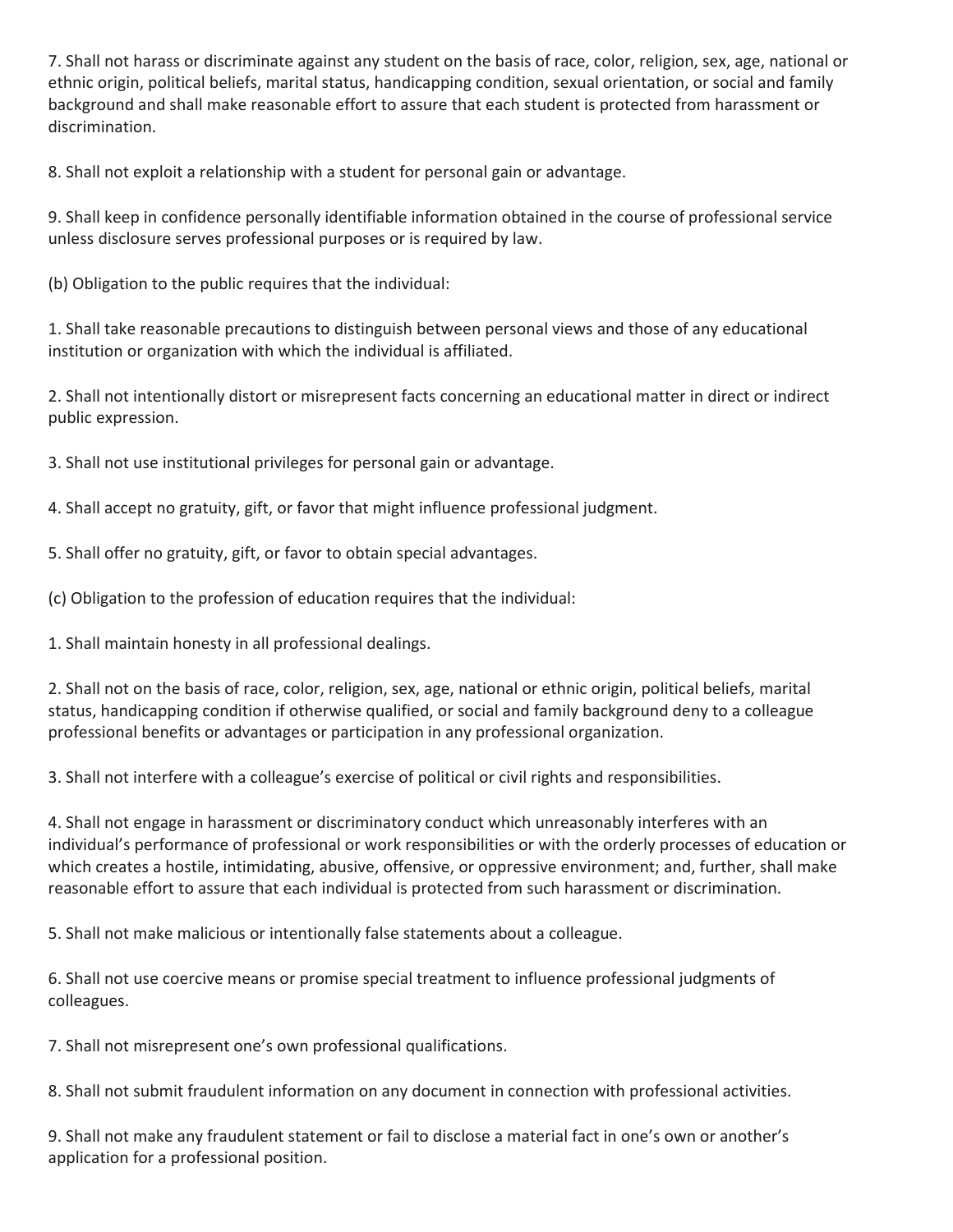7. Shall not harass or discriminate against any student on the basis of race, color, religion, sex, age, national or ethnic origin, political beliefs, marital status, handicapping condition, sexual orientation, or social and family background and shall make reasonable effort to assure that each student is protected from harassment or discrimination.

8. Shall not exploit a relationship with a student for personal gain or advantage.

9. Shall keep in confidence personally identifiable information obtained in the course of professional service unless disclosure serves professional purposes or is required by law.

(b) Obligation to the public requires that the individual:

1. Shall take reasonable precautions to distinguish between personal views and those of any educational institution or organization with which the individual is affiliated.

2. Shall not intentionally distort or misrepresent facts concerning an educational matter in direct or indirect public expression.

3. Shall not use institutional privileges for personal gain or advantage.

4. Shall accept no gratuity, gift, or favor that might influence professional judgment.

5. Shall offer no gratuity, gift, or favor to obtain special advantages.

(c) Obligation to the profession of education requires that the individual:

1. Shall maintain honesty in all professional dealings.

2. Shall not on the basis of race, color, religion, sex, age, national or ethnic origin, political beliefs, marital status, handicapping condition if otherwise qualified, or social and family background deny to a colleague professional benefits or advantages or participation in any professional organization.

3. Shall not interfere with a colleague's exercise of political or civil rights and responsibilities.

4. Shall not engage in harassment or discriminatory conduct which unreasonably interferes with an individual's performance of professional or work responsibilities or with the orderly processes of education or which creates a hostile, intimidating, abusive, offensive, or oppressive environment; and, further, shall make reasonable effort to assure that each individual is protected from such harassment or discrimination.

5. Shall not make malicious or intentionally false statements about a colleague.

6. Shall not use coercive means or promise special treatment to influence professional judgments of colleagues.

7. Shall not misrepresent one's own professional qualifications.

8. Shall not submit fraudulent information on any document in connection with professional activities.

9. Shall not make any fraudulent statement or fail to disclose a material fact in one's own or another's application for a professional position.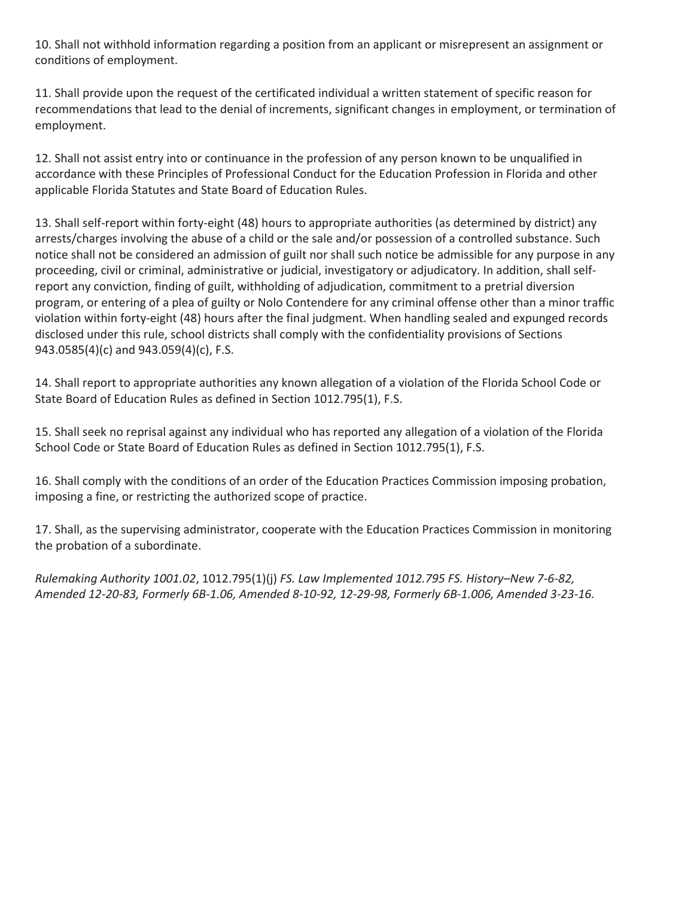10. Shall not withhold information regarding a position from an applicant or misrepresent an assignment or conditions of employment.

11. Shall provide upon the request of the certificated individual a written statement of specific reason for recommendations that lead to the denial of increments, significant changes in employment, or termination of employment.

12. Shall not assist entry into or continuance in the profession of any person known to be unqualified in accordance with these Principles of Professional Conduct for the Education Profession in Florida and other applicable Florida Statutes and State Board of Education Rules.

13. Shall self-report within forty-eight (48) hours to appropriate authorities (as determined by district) any arrests/charges involving the abuse of a child or the sale and/or possession of a controlled substance. Such notice shall not be considered an admission of guilt nor shall such notice be admissible for any purpose in any proceeding, civil or criminal, administrative or judicial, investigatory or adjudicatory. In addition, shall self-report any conviction, finding of guilt, withholding of adjudication, commitment to a pretrial diversion program, or entering of a plea of guilty or Nolo Contendere for any criminal offense other than a minor traffic violation within forty-eight (48) hours after the final judgment. When handling sealed and expunged records disclosed under this rule, school districts shall comply with the confidentiality provisions of Sections 943.0585(4)(c) and 943.059(4)(c), F.S.

14. Shall report to appropriate authorities any known allegation of a violation of the Florida School Code or State Board of Education Rules as defined in Section 1012.795(1), F.S.

15. Shall seek no reprisal against any individual who has reported any allegation of a violation of the Florida School Code or State Board of Education Rules as defined in Section 1012.795(1), F.S.

16. Shall comply with the conditions of an order of the Education Practices Commission imposing probation, imposing a fine, or restricting the authorized scope of practice.

17. Shall, as the supervising administrator, cooperate with the Education Practices Commission in monitoring the probation of a subordinate.

*Rulemaking Authority 1001.02*, 1012.795(1)(j) *FS. Law Implemented 1012.795 FS. History–New 7-6-82, Amended 12-20-83, Formerly 6B-1.06, Amended 8-10-92, 12-29-98, Formerly 6B-1.006, Amended 3-23-16.*